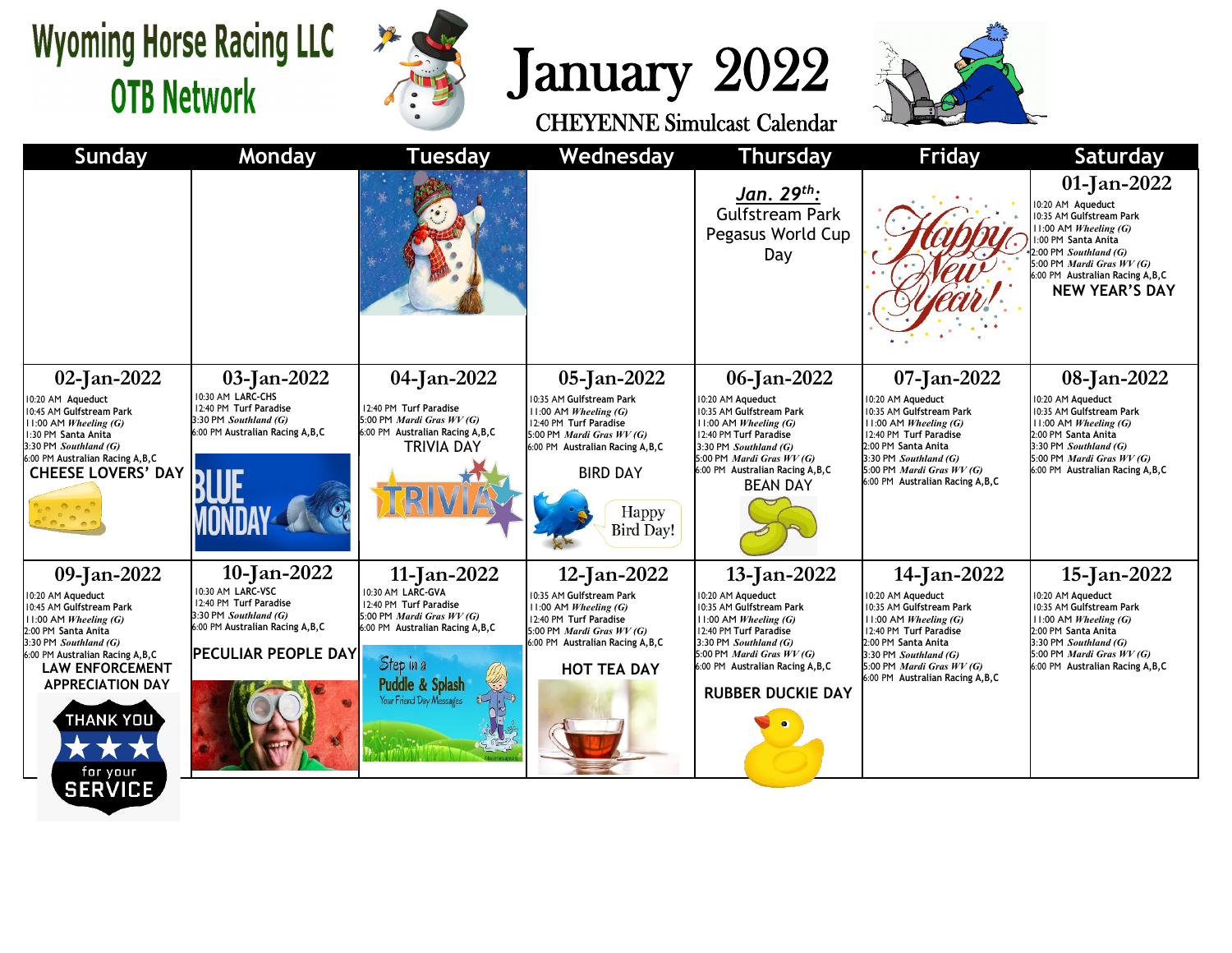# Wyoming Horse Racing LLC
## OTB Network

# January 2022
## CHEYENNE Simulcast Calendar

| Sunday | Monday | Tuesday | Wednesday | Thursday | Friday | Saturday |
|---|---|---|---|---|---|---|
| | | | | ***Jan. 29th:*** Gulfstream Park Pegasus World Cup Day | Happy New Year! | **01-Jan-2022**<br>10:20 AM Aqueduct<br>10:35 AM Gulfstream Park<br>11:00 AM *Wheeling (G)*<br>1:00 PM Santa Anita<br>2:00 PM *Southland (G)*<br>5:00 PM *Mardi Gras WV (G)*<br>6:00 PM Australian Racing A,B,C<br>**NEW YEAR'S DAY** |
| **02-Jan-2022**<br>10:20 AM Aqueduct<br>10:45 AM Gulfstream Park<br>11:00 AM *Wheeling (G)*<br>1:30 PM Santa Anita<br>3:30 PM *Southland (G)*<br>6:00 PM Australian Racing A,B,C<br>**CHEESE LOVERS' DAY** | **03-Jan-2022**<br>10:30 AM LARC-CHS<br>12:40 PM Turf Paradise<br>3:30 PM *Southland (G)*<br>6:00 PM Australian Racing A,B,C<br>BLUE MONDAY | **04-Jan-2022**<br>12:40 PM Turf Paradise<br>5:00 PM *Mardi Gras WV (G)*<br>6:00 PM Australian Racing A,B,C<br>TRIVIA DAY | **05-Jan-2022**<br>10:35 AM Gulfstream Park<br>11:00 AM *Wheeling (G)*<br>12:40 PM Turf Paradise<br>5:00 PM *Mardi Gras WV (G)*<br>6:00 PM Australian Racing A,B,C<br>BIRD DAY<br>Happy Bird Day! | **06-Jan-2022**<br>10:20 AM Aqueduct<br>10:35 AM Gulfstream Park<br>11:00 AM *Wheeling (G)*<br>12:40 PM Turf Paradise<br>3:30 PM *Southland (G)*<br>5:00 PM *Mardi Gras WV (G)*<br>6:00 PM Australian Racing A,B,C<br>BEAN DAY | **07-Jan-2022**<br>10:20 AM Aqueduct<br>10:35 AM Gulfstream Park<br>11:00 AM *Wheeling (G)*<br>12:40 PM Turf Paradise<br>2:00 PM Santa Anita<br>3:30 PM *Southland (G)*<br>5:00 PM *Mardi Gras WV (G)*<br>6:00 PM Australian Racing A,B,C | **08-Jan-2022**<br>10:20 AM Aqueduct<br>10:35 AM Gulfstream Park<br>11:00 AM *Wheeling (G)*<br>2:00 PM Santa Anita<br>3:30 PM *Southland (G)*<br>5:00 PM *Mardi Gras WV (G)*<br>6:00 PM Australian Racing A,B,C |
| **09-Jan-2022**<br>10:20 AM Aqueduct<br>10:45 AM Gulfstream Park<br>11:00 AM *Wheeling (G)*<br>2:00 PM Santa Anita<br>3:30 PM *Southland (G)*<br>6:00 PM Australian Racing A,B,C<br>**LAW ENFORCEMENT APPRECIATION DAY**<br>THANK YOU for your SERVICE | **10-Jan-2022**<br>10:30 AM LARC-VSC<br>12:40 PM Turf Paradise<br>3:30 PM *Southland (G)*<br>6:00 PM Australian Racing A,B,C<br>**PECULIAR PEOPLE DAY** | **11-Jan-2022**<br>10:30 AM LARC-GVA<br>12:40 PM Turf Paradise<br>5:00 PM *Mardi Gras WV (G)*<br>6:00 PM Australian Racing A,B,C<br>Step in a Puddle & Splash | **12-Jan-2022**<br>10:35 AM Gulfstream Park<br>11:00 AM *Wheeling (G)*<br>12:40 PM Turf Paradise<br>5:00 PM *Mardi Gras WV (G)*<br>6:00 PM Australian Racing A,B,C<br>**HOT TEA DAY** | **13-Jan-2022**<br>10:20 AM Aqueduct<br>10:35 AM Gulfstream Park<br>11:00 AM *Wheeling (G)*<br>12:40 PM Turf Paradise<br>3:30 PM *Southland (G)*<br>5:00 PM *Mardi Gras WV (G)*<br>6:00 PM Australian Racing A,B,C<br>**RUBBER DUCKIE DAY** | **14-Jan-2022**<br>10:20 AM Aqueduct<br>10:35 AM Gulfstream Park<br>11:00 AM *Wheeling (G)*<br>12:40 PM Turf Paradise<br>2:00 PM Santa Anita<br>3:30 PM *Southland (G)*<br>5:00 PM *Mardi Gras WV (G)*<br>6:00 PM Australian Racing A,B,C | **15-Jan-2022**<br>10:20 AM Aqueduct<br>10:35 AM Gulfstream Park<br>11:00 AM *Wheeling (G)*<br>2:00 PM Santa Anita<br>3:30 PM *Southland (G)*<br>5:00 PM *Mardi Gras WV (G)*<br>6:00 PM Australian Racing A,B,C |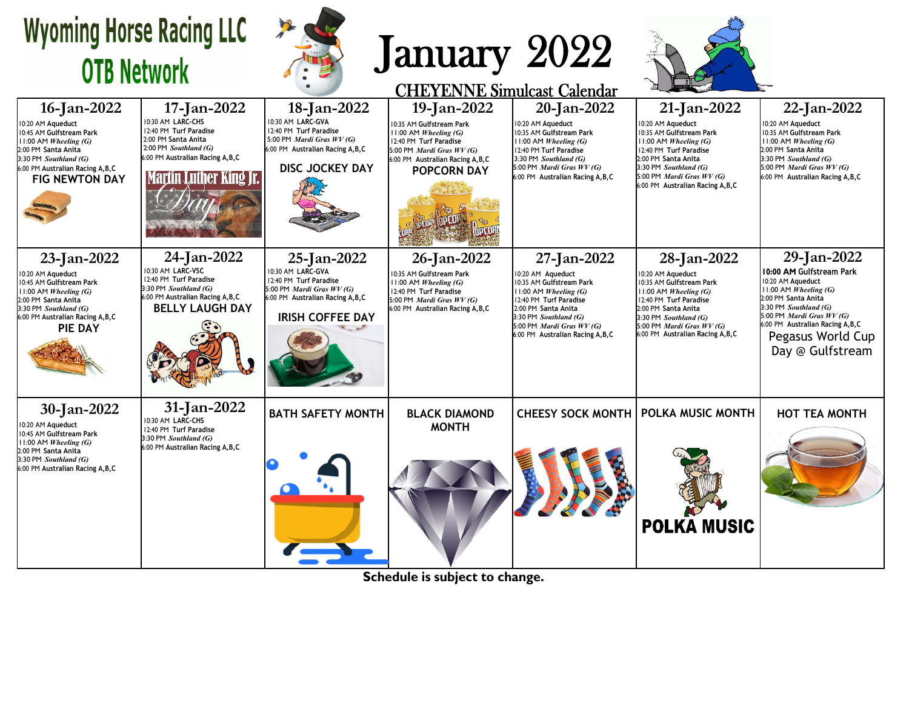# Wyoming Horse Racing LLC
## OTB Network

# January 2022

### CHEYENNE Simulcast Calendar

| | | | | | | |
|---|---|---|---|---|---|---|
| **16-Jan-2022**<br>10:20 AM Aqueduct<br>10:45 AM Gulfstream Park<br>11:00 AM *Wheeling (G)*<br>2:00 PM Santa Anita<br>3:30 PM *Southland (G)*<br>6:00 PM Australian Racing A,B,C<br>**FIG NEWTON DAY** | **17-Jan-2022**<br>10:30 AM LARC-CHS<br>12:40 PM Turf Paradise<br>2:00 PM Santa Anita<br>2:00 PM *Southland (G)*<br>6:00 PM Australian Racing A,B,C<br>Martin Luther King Jr. Day | **18-Jan-2022**<br>10:30 AM LARC-GVA<br>12:40 PM Turf Paradise<br>5:00 PM *Mardi Gras WV (G)*<br>6:00 PM Australian Racing A,B,C<br>**DISC JOCKEY DAY** | **19-Jan-2022**<br>10:35 AM Gulfstream Park<br>11:00 AM *Wheeling (G)*<br>12:40 PM Turf Paradise<br>5:00 PM *Mardi Gras WV (G)*<br>6:00 PM Australian Racing A,B,C<br>**POPCORN DAY** | **20-Jan-2022**<br>10:20 AM Aqueduct<br>10:35 AM Gulfstream Park<br>11:00 AM *Wheeling (G)*<br>12:40 PM Turf Paradise<br>3:30 PM *Southland (G)*<br>5:00 PM *Mardi Gras WV (G)*<br>6:00 PM Australian Racing A,B,C | **21-Jan-2022**<br>10:20 AM Aqueduct<br>10:35 AM Gulfstream Park<br>11:00 AM *Wheeling (G)*<br>12:40 PM Turf Paradise<br>2:00 PM Santa Anita<br>3:30 PM *Southland (G)*<br>5:00 PM *Mardi Gras WV (G)*<br>6:00 PM Australian Racing A,B,C | **22-Jan-2022**<br>10:20 AM Aqueduct<br>10:35 AM Gulfstream Park<br>11:00 AM *Wheeling (G)*<br>2:00 PM Santa Anita<br>3:30 PM *Southland (G)*<br>5:00 PM *Mardi Gras WV (G)*<br>6:00 PM Australian Racing A,B,C |
| **23-Jan-2022**<br>10:20 AM Aqueduct<br>10:45 AM Gulfstream Park<br>11:00 AM *Wheeling (G)*<br>2:00 PM Santa Anita<br>3:30 PM *Southland (G)*<br>6:00 PM Australian Racing A,B,C<br>**PIE DAY** | **24-Jan-2022**<br>10:30 AM LARC-VSC<br>12:40 PM Turf Paradise<br>3:30 PM *Southland (G)*<br>6:00 PM Australian Racing A,B,C<br>**BELLY LAUGH DAY** | **25-Jan-2022**<br>10:30 AM LARC-GVA<br>12:40 PM Turf Paradise<br>5:00 PM *Mardi Gras WV (G)*<br>6:00 PM Australian Racing A,B,C<br>**IRISH COFFEE DAY** | **26-Jan-2022**<br>10:35 AM Gulfstream Park<br>11:00 AM *Wheeling (G)*<br>12:40 PM Turf Paradise<br>5:00 PM *Mardi Gras WV (G)*<br>6:00 PM Australian Racing A,B,C | **27-Jan-2022**<br>10:20 AM Aqueduct<br>10:35 AM Gulfstream Park<br>11:00 AM *Wheeling (G)*<br>12:40 PM Turf Paradise<br>2:00 PM Santa Anita<br>3:30 PM *Southland (G)*<br>5:00 PM *Mardi Gras WV (G)*<br>6:00 PM Australian Racing A,B,C | **28-Jan-2022**<br>10:20 AM Aqueduct<br>10:35 AM Gulfstream Park<br>11:00 AM *Wheeling (G)*<br>12:40 PM Turf Paradise<br>2:00 PM Santa Anita<br>3:30 PM *Southland (G)*<br>5:00 PM *Mardi Gras WV (G)*<br>6:00 PM Australian Racing A,B,C | **29-Jan-2022**<br>**10:00 AM** Gulfstream Park<br>10:20 AM Aqueduct<br>11:00 AM *Wheeling (G)*<br>2:00 PM Santa Anita<br>3:30 PM *Southland (G)*<br>5:00 PM *Mardi Gras WV (G)*<br>6:00 PM Australian Racing A,B,C<br>Pegasus World Cup Day @ Gulfstream |
| **30-Jan-2022**<br>10:20 AM Aqueduct<br>10:45 AM Gulfstream Park<br>11:00 AM *Wheeling (G)*<br>2:00 PM Santa Anita<br>3:30 PM *Southland (G)*<br>6:00 PM Australian Racing A,B,C | **31-Jan-2022**<br>10:30 AM LARC-CHS<br>12:40 PM Turf Paradise<br>3:30 PM *Southland (G)*<br>6:00 PM Australian Racing A,B,C | **BATH SAFETY MONTH** | **BLACK DIAMOND MONTH** | **CHEESY SOCK MONTH** | **POLKA MUSIC MONTH**<br>POLKA MUSIC | **HOT TEA MONTH** |

**Schedule is subject to change.**